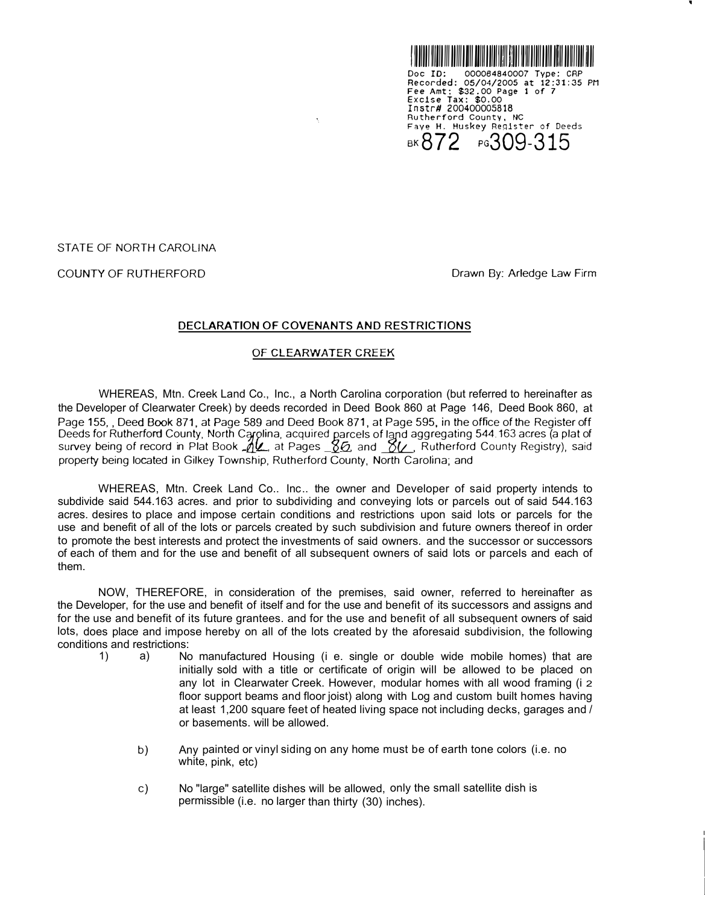Doc ID: 000084840007 Type: CRP
Recorded: 05/04/2005 at 12:31:35 PM
Fee Amt: $32.00 Page 1 of 7
Excise Tax: $0.00
Instr# 200400005818
Rutherford County, NC
Faye H. Huskey Register of Deeds
BK 872 PG 309-315

STATE OF NORTH CAROLINA

COUNTY OF RUTHERFORD

Drawn By: Arledge Law Firm

## DECLARATION OF COVENANTS AND RESTRICTIONS

### OF CLEARWATER CREEK

WHEREAS, Mtn. Creek Land Co., Inc., a North Carolina corporation (but referred to hereinafter as the Developer of Clearwater Creek) by deeds recorded in Deed Book 860 at Page 146, Deed Book 860, at Page 155, , Deed Book 871, at Page 589 and Deed Book 871, at Page 595, in the office of the Register off Deeds for Rutherford County, North Carolina, acquired parcels of land aggregating 544.163 acres (a plat of survey being of record in Plat Book 26, at Pages 86 and 86, Rutherford County Registry), said property being located in Gilkey Township, Rutherford County, North Carolina; and

WHEREAS, Mtn. Creek Land Co.. Inc.. the owner and Developer of said property intends to subdivide said 544.163 acres. and prior to subdividing and conveying lots or parcels out of said 544.163 acres. desires to place and impose certain conditions and restrictions upon said lots or parcels for the use and benefit of all of the lots or parcels created by such subdivision and future owners thereof in order to promote the best interests and protect the investments of said owners. and the successor or successors of each of them and for the use and benefit of all subsequent owners of said lots or parcels and each of them.

NOW, THEREFORE, in consideration of the premises, said owner, referred to hereinafter as the Developer, for the use and benefit of itself and for the use and benefit of its successors and assigns and for the use and benefit of its future grantees. and for the use and benefit of all subsequent owners of said lots, does place and impose hereby on all of the lots created by the aforesaid subdivision, the following conditions and restrictions:

1) a) No manufactured Housing (i e. single or double wide mobile homes) that are initially sold with a title or certificate of origin will be allowed to be placed on any lot in Clearwater Creek. However, modular homes with all wood framing (i 2 floor support beams and floor joist) along with Log and custom built homes having at least 1,200 square feet of heated living space not including decks, garages and / or basements. will be allowed.

   b) Any painted or vinyl siding on any home must be of earth tone colors (i.e. no white, pink, etc)

   c) No "large" satellite dishes will be allowed, only the small satellite dish is permissible (i.e. no larger than thirty (30) inches).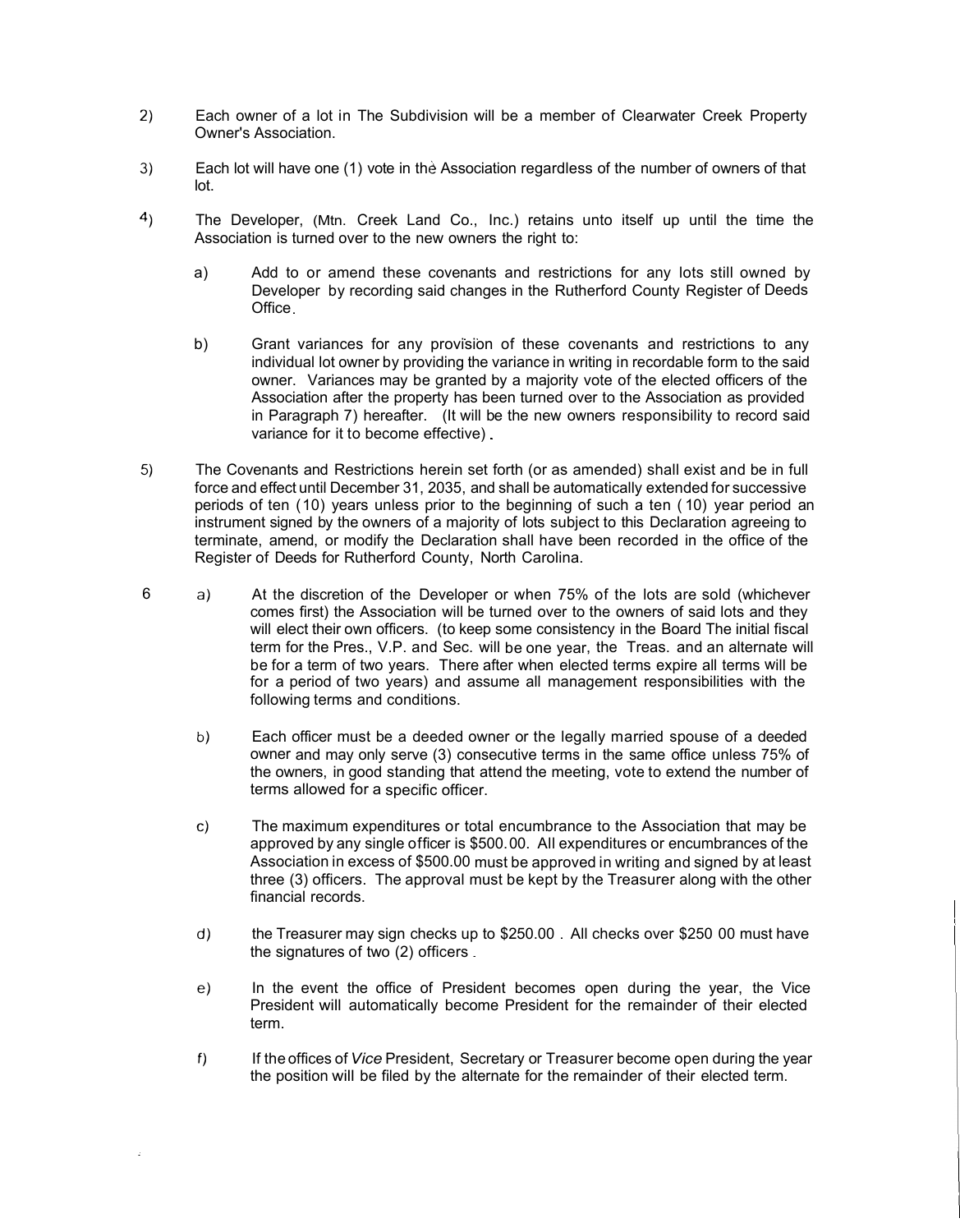2) Each owner of a lot in The Subdivision will be a member of Clearwater Creek Property Owner's Association.

3) Each lot will have one (1) vote in the Association regardless of the number of owners of that lot.

4) The Developer, (Mtn. Creek Land Co., Inc.) retains unto itself up until the time the Association is turned over to the new owners the right to:

   a) Add to or amend these covenants and restrictions for any lots still owned by Developer by recording said changes in the Rutherford County Register of Deeds Office.

   b) Grant variances for any provision of these covenants and restrictions to any individual lot owner by providing the variance in writing in recordable form to the said owner. Variances may be granted by a majority vote of the elected officers of the Association after the property has been turned over to the Association as provided in Paragraph 7) hereafter. (It will be the new owners responsibility to record said variance for it to become effective).

5) The Covenants and Restrictions herein set forth (or as amended) shall exist and be in full force and effect until December 31, 2035, and shall be automatically extended for successive periods of ten (10) years unless prior to the beginning of such a ten (10) year period an instrument signed by the owners of a majority of lots subject to this Declaration agreeing to terminate, amend, or modify the Declaration shall have been recorded in the office of the Register of Deeds for Rutherford County, North Carolina.

6 a) At the discretion of the Developer or when 75% of the lots are sold (whichever comes first) the Association will be turned over to the owners of said lots and they will elect their own officers. (to keep some consistency in the Board The initial fiscal term for the Pres., V.P. and Sec. will be one year, the Treas. and an alternate will be for a term of two years. There after when elected terms expire all terms will be for a period of two years) and assume all management responsibilities with the following terms and conditions.

   b) Each officer must be a deeded owner or the legally married spouse of a deeded owner and may only serve (3) consecutive terms in the same office unless 75% of the owners, in good standing that attend the meeting, vote to extend the number of terms allowed for a specific officer.

   c) The maximum expenditures or total encumbrance to the Association that may be approved by any single officer is $500.00. All expenditures or encumbrances of the Association in excess of $500.00 must be approved in writing and signed by at least three (3) officers. The approval must be kept by the Treasurer along with the other financial records.

   d) the Treasurer may sign checks up to $250.00 . All checks over $250 00 must have the signatures of two (2) officers.

   e) In the event the office of President becomes open during the year, the Vice President will automatically become President for the remainder of their elected term.

   f) If the offices of *Vice* President, Secretary or Treasurer become open during the year the position will be filed by the alternate for the remainder of their elected term.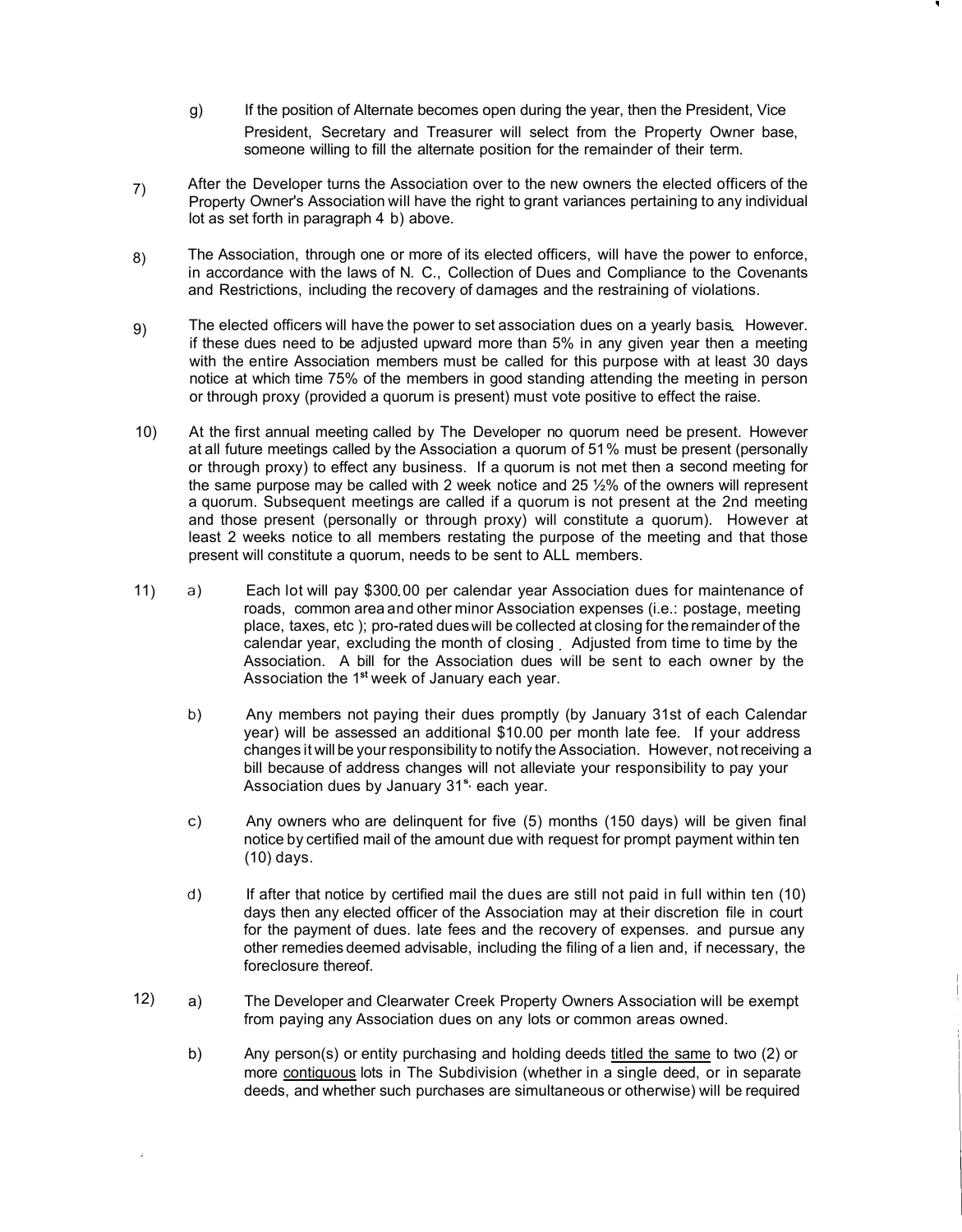g) If the position of Alternate becomes open during the year, then the President, Vice President, Secretary and Treasurer will select from the Property Owner base, someone willing to fill the alternate position for the remainder of their term.

7) After the Developer turns the Association over to the new owners the elected officers of the Property Owner's Association will have the right to grant variances pertaining to any individual lot as set forth in paragraph 4 b) above.

8) The Association, through one or more of its elected officers, will have the power to enforce, in accordance with the laws of N. C., Collection of Dues and Compliance to the Covenants and Restrictions, including the recovery of damages and the restraining of violations.

9) The elected officers will have the power to set association dues on a yearly basis. However. if these dues need to be adjusted upward more than 5% in any given year then a meeting with the entire Association members must be called for this purpose with at least 30 days notice at which time 75% of the members in good standing attending the meeting in person or through proxy (provided a quorum is present) must vote positive to effect the raise.

10) At the first annual meeting called by The Developer no quorum need be present. However at all future meetings called by the Association a quorum of 51% must be present (personally or through proxy) to effect any business. If a quorum is not met then a second meeting for the same purpose may be called with 2 week notice and 25 ½% of the owners will represent a quorum. Subsequent meetings are called if a quorum is not present at the 2nd meeting and those present (personally or through proxy) will constitute a quorum). However at least 2 weeks notice to all members restating the purpose of the meeting and that those present will constitute a quorum, needs to be sent to ALL members.

11) a) Each lot will pay $300.00 per calendar year Association dues for maintenance of roads, common area and other minor Association expenses (i.e.: postage, meeting place, taxes, etc ); pro-rated dues will be collected at closing for the remainder of the calendar year, excluding the month of closing. Adjusted from time to time by the Association. A bill for the Association dues will be sent to each owner by the Association the 1st week of January each year.

b) Any members not paying their dues promptly (by January 31st of each Calendar year) will be assessed an additional $10.00 per month late fee. If your address changes it will be your responsibility to notify the Association. However, not receiving a bill because of address changes will not alleviate your responsibility to pay your Association dues by January 31s. each year.

c) Any owners who are delinquent for five (5) months (150 days) will be given final notice by certified mail of the amount due with request for prompt payment within ten (10) days.

d) If after that notice by certified mail the dues are still not paid in full within ten (10) days then any elected officer of the Association may at their discretion file in court for the payment of dues. late fees and the recovery of expenses. and pursue any other remedies deemed advisable, including the filing of a lien and, if necessary, the foreclosure thereof.

12) a) The Developer and Clearwater Creek Property Owners Association will be exempt from paying any Association dues on any lots or common areas owned.

b) Any person(s) or entity purchasing and holding deeds <u>titled the same</u> to two (2) or more <u>contiguous</u> lots in The Subdivision (whether in a single deed, or in separate deeds, and whether such purchases are simultaneous or otherwise) will be required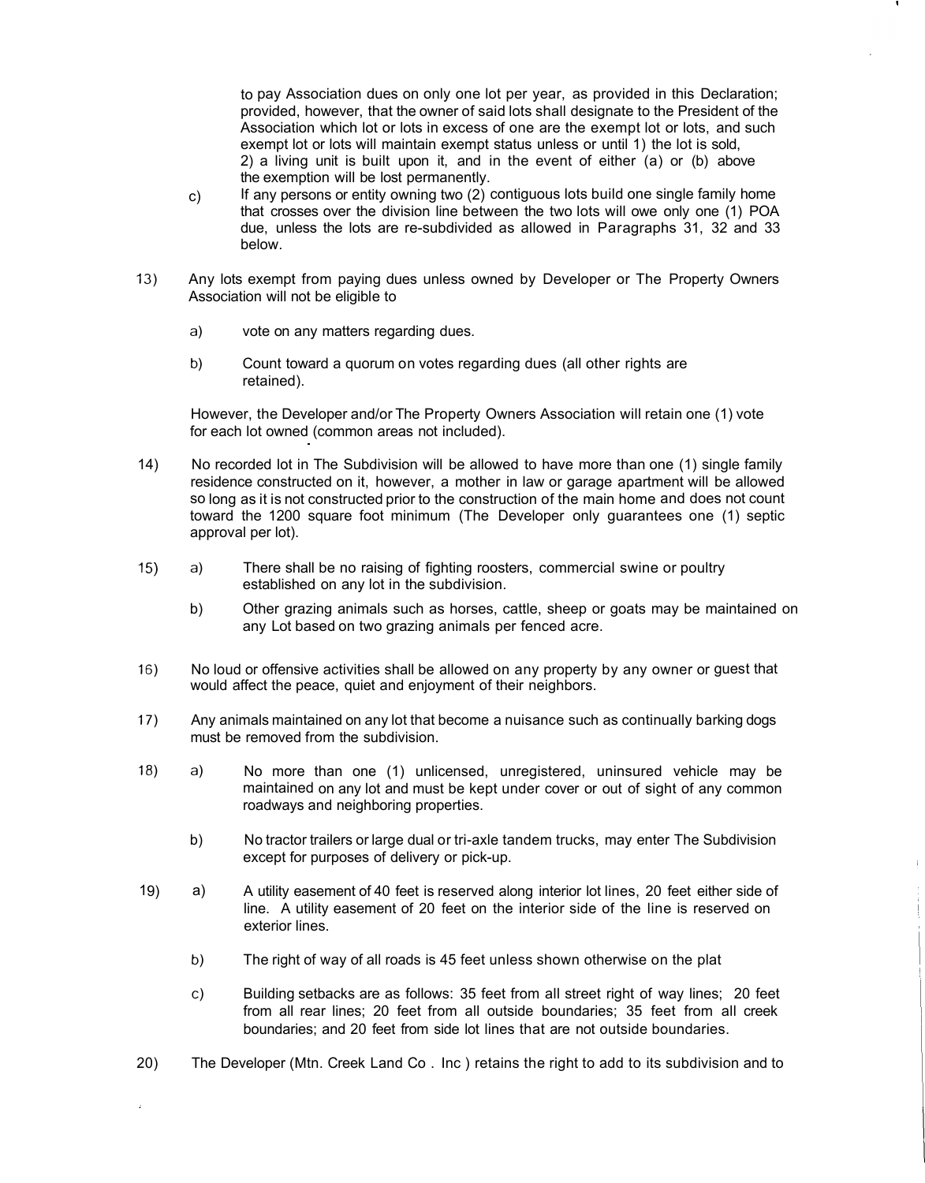to pay Association dues on only one lot per year, as provided in this Declaration; provided, however, that the owner of said lots shall designate to the President of the Association which lot or lots in excess of one are the exempt lot or lots, and such exempt lot or lots will maintain exempt status unless or until 1) the lot is sold, 2) a living unit is built upon it, and in the event of either (a) or (b) above the exemption will be lost permanently.

c) If any persons or entity owning two (2) contiguous lots build one single family home that crosses over the division line between the two lots will owe only one (1) POA due, unless the lots are re-subdivided as allowed in Paragraphs 31, 32 and 33 below.

13) Any lots exempt from paying dues unless owned by Developer or The Property Owners Association will not be eligible to

a) vote on any matters regarding dues.

b) Count toward a quorum on votes regarding dues (all other rights are retained).

However, the Developer and/or The Property Owners Association will retain one (1) vote for each lot owned (common areas not included).

14) No recorded lot in The Subdivision will be allowed to have more than one (1) single family residence constructed on it, however, a mother in law or garage apartment will be allowed so long as it is not constructed prior to the construction of the main home and does not count toward the 1200 square foot minimum (The Developer only guarantees one (1) septic approval per lot).

15) a) There shall be no raising of fighting roosters, commercial swine or poultry established on any lot in the subdivision.

b) Other grazing animals such as horses, cattle, sheep or goats may be maintained on any Lot based on two grazing animals per fenced acre.

16) No loud or offensive activities shall be allowed on any property by any owner or guest that would affect the peace, quiet and enjoyment of their neighbors.

17) Any animals maintained on any lot that become a nuisance such as continually barking dogs must be removed from the subdivision.

18) a) No more than one (1) unlicensed, unregistered, uninsured vehicle may be maintained on any lot and must be kept under cover or out of sight of any common roadways and neighboring properties.

b) No tractor trailers or large dual or tri-axle tandem trucks, may enter The Subdivision except for purposes of delivery or pick-up.

19) a) A utility easement of 40 feet is reserved along interior lot lines, 20 feet either side of line. A utility easement of 20 feet on the interior side of the line is reserved on exterior lines.

b) The right of way of all roads is 45 feet unless shown otherwise on the plat

c) Building setbacks are as follows: 35 feet from all street right of way lines; 20 feet from all rear lines; 20 feet from all outside boundaries; 35 feet from all creek boundaries; and 20 feet from side lot lines that are not outside boundaries.

20) The Developer (Mtn. Creek Land Co . Inc ) retains the right to add to its subdivision and to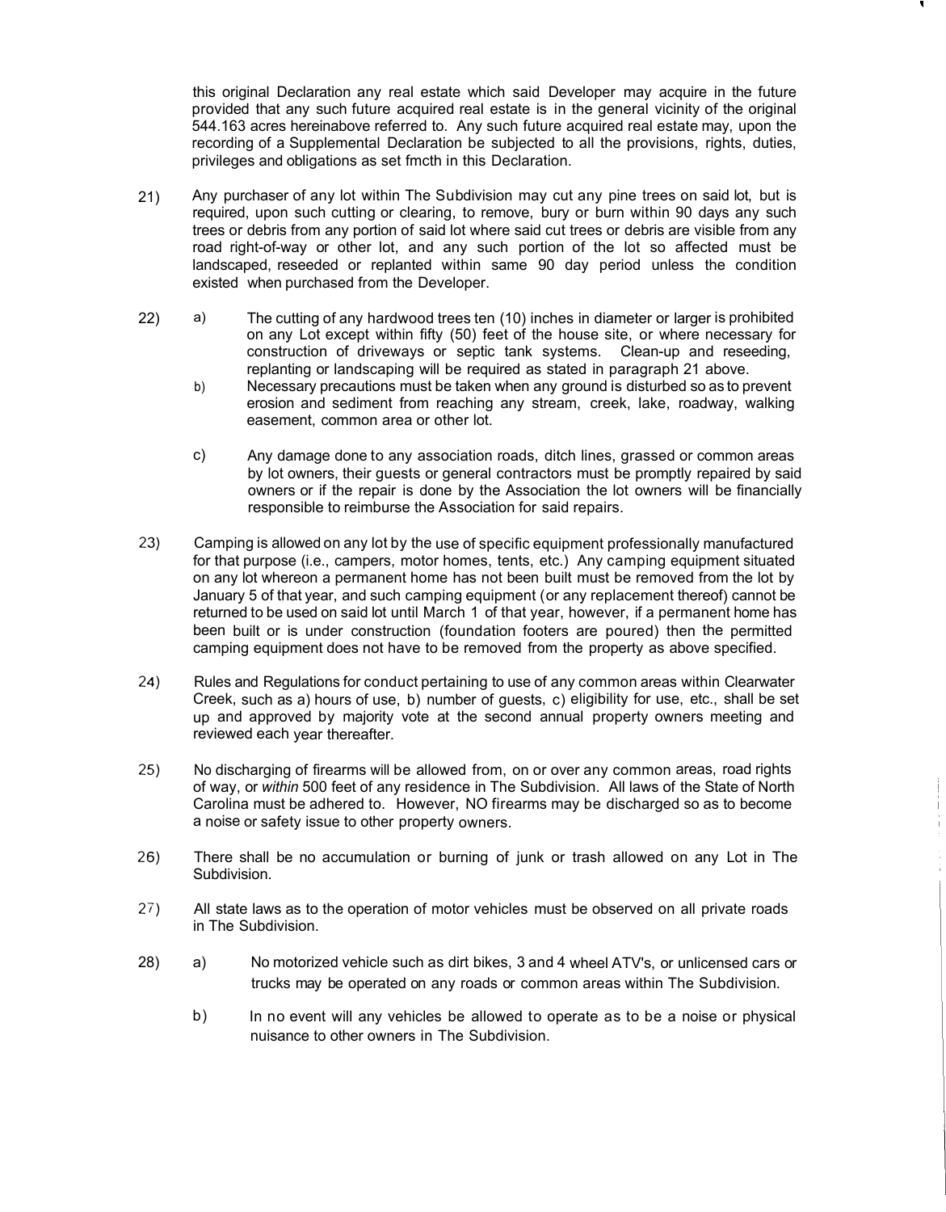this original Declaration any real estate which said Developer may acquire in the future provided that any such future acquired real estate is in the general vicinity of the original 544.163 acres hereinabove referred to. Any such future acquired real estate may, upon the recording of a Supplemental Declaration be subjected to all the provisions, rights, duties, privileges and obligations as set fmcth in this Declaration.

21) Any purchaser of any lot within The Subdivision may cut any pine trees on said lot, but is required, upon such cutting or clearing, to remove, bury or burn within 90 days any such trees or debris from any portion of said lot where said cut trees or debris are visible from any road right-of-way or other lot, and any such portion of the lot so affected must be landscaped, reseeded or replanted within same 90 day period unless the condition existed when purchased from the Developer.

22) a) The cutting of any hardwood trees ten (10) inches in diameter or larger is prohibited on any Lot except within fifty (50) feet of the house site, or where necessary for construction of driveways or septic tank systems. Clean-up and reseeding, replanting or landscaping will be required as stated in paragraph 21 above.

b) Necessary precautions must be taken when any ground is disturbed so as to prevent erosion and sediment from reaching any stream, creek, lake, roadway, walking easement, common area or other lot.

c) Any damage done to any association roads, ditch lines, grassed or common areas by lot owners, their guests or general contractors must be promptly repaired by said owners or if the repair is done by the Association the lot owners will be financially responsible to reimburse the Association for said repairs.

23) Camping is allowed on any lot by the use of specific equipment professionally manufactured for that purpose (i.e., campers, motor homes, tents, etc.) Any camping equipment situated on any lot whereon a permanent home has not been built must be removed from the lot by January 5 of that year, and such camping equipment (or any replacement thereof) cannot be returned to be used on said lot until March 1 of that year, however, if a permanent home has been built or is under construction (foundation footers are poured) then the permitted camping equipment does not have to be removed from the property as above specified.

24) Rules and Regulations for conduct pertaining to use of any common areas within Clearwater Creek, such as a) hours of use, b) number of guests, c) eligibility for use, etc., shall be set up and approved by majority vote at the second annual property owners meeting and reviewed each year thereafter.

25) No discharging of firearms will be allowed from, on or over any common areas, road rights of way, or *within* 500 feet of any residence in The Subdivision. All laws of the State of North Carolina must be adhered to. However, NO firearms may be discharged so as to become a noise or safety issue to other property owners.

26) There shall be no accumulation or burning of junk or trash allowed on any Lot in The Subdivision.

27) All state laws as to the operation of motor vehicles must be observed on all private roads in The Subdivision.

28) a) No motorized vehicle such as dirt bikes, 3 and 4 wheel ATV's, or unlicensed cars or trucks may be operated on any roads or common areas within The Subdivision.

b) In no event will any vehicles be allowed to operate as to be a noise or physical nuisance to other owners in The Subdivision.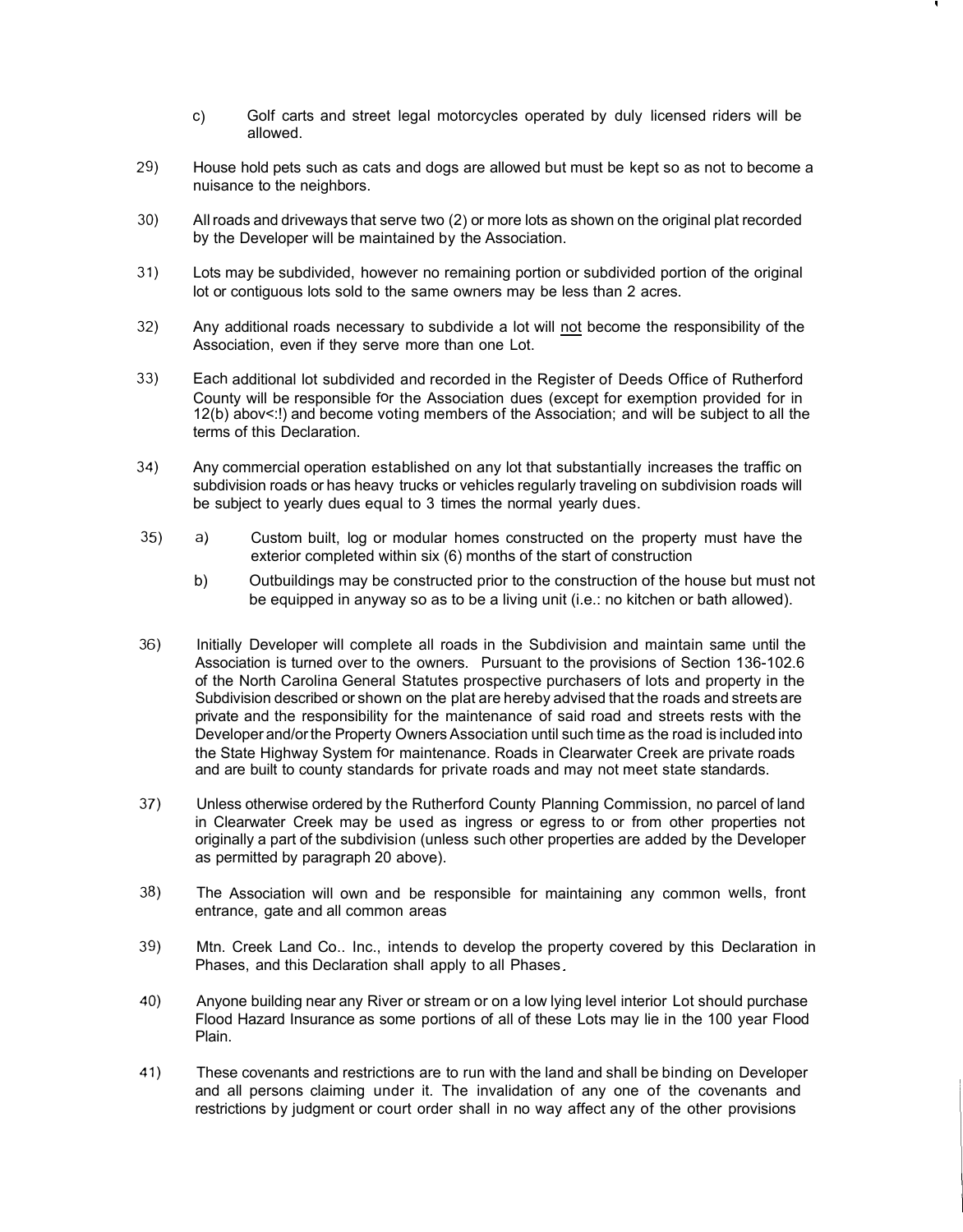c) Golf carts and street legal motorcycles operated by duly licensed riders will be allowed.

29) House hold pets such as cats and dogs are allowed but must be kept so as not to become a nuisance to the neighbors.

30) All roads and driveways that serve two (2) or more lots as shown on the original plat recorded by the Developer will be maintained by the Association.

31) Lots may be subdivided, however no remaining portion or subdivided portion of the original lot or contiguous lots sold to the same owners may be less than 2 acres.

32) Any additional roads necessary to subdivide a lot will <u>not</u> become the responsibility of the Association, even if they serve more than one Lot.

33) Each additional lot subdivided and recorded in the Register of Deeds Office of Rutherford County will be responsible for the Association dues (except for exemption provided for in 12(b) abov<:!) and become voting members of the Association; and will be subject to all the terms of this Declaration.

34) Any commercial operation established on any lot that substantially increases the traffic on subdivision roads or has heavy trucks or vehicles regularly traveling on subdivision roads will be subject to yearly dues equal to 3 times the normal yearly dues.

35) a) Custom built, log or modular homes constructed on the property must have the exterior completed within six (6) months of the start of construction

b) Outbuildings may be constructed prior to the construction of the house but must not be equipped in anyway so as to be a living unit (i.e.: no kitchen or bath allowed).

36) Initially Developer will complete all roads in the Subdivision and maintain same until the Association is turned over to the owners. Pursuant to the provisions of Section 136-102.6 of the North Carolina General Statutes prospective purchasers of lots and property in the Subdivision described or shown on the plat are hereby advised that the roads and streets are private and the responsibility for the maintenance of said road and streets rests with the Developer and/or the Property Owners Association until such time as the road is included into the State Highway System for maintenance. Roads in Clearwater Creek are private roads and are built to county standards for private roads and may not meet state standards.

37) Unless otherwise ordered by the Rutherford County Planning Commission, no parcel of land in Clearwater Creek may be used as ingress or egress to or from other properties not originally a part of the subdivision (unless such other properties are added by the Developer as permitted by paragraph 20 above).

38) The Association will own and be responsible for maintaining any common wells, front entrance, gate and all common areas

39) Mtn. Creek Land Co.. Inc., intends to develop the property covered by this Declaration in Phases, and this Declaration shall apply to all Phases.

40) Anyone building near any River or stream or on a low lying level interior Lot should purchase Flood Hazard Insurance as some portions of all of these Lots may lie in the 100 year Flood Plain.

41) These covenants and restrictions are to run with the land and shall be binding on Developer and all persons claiming under it. The invalidation of any one of the covenants and restrictions by judgment or court order shall in no way affect any of the other provisions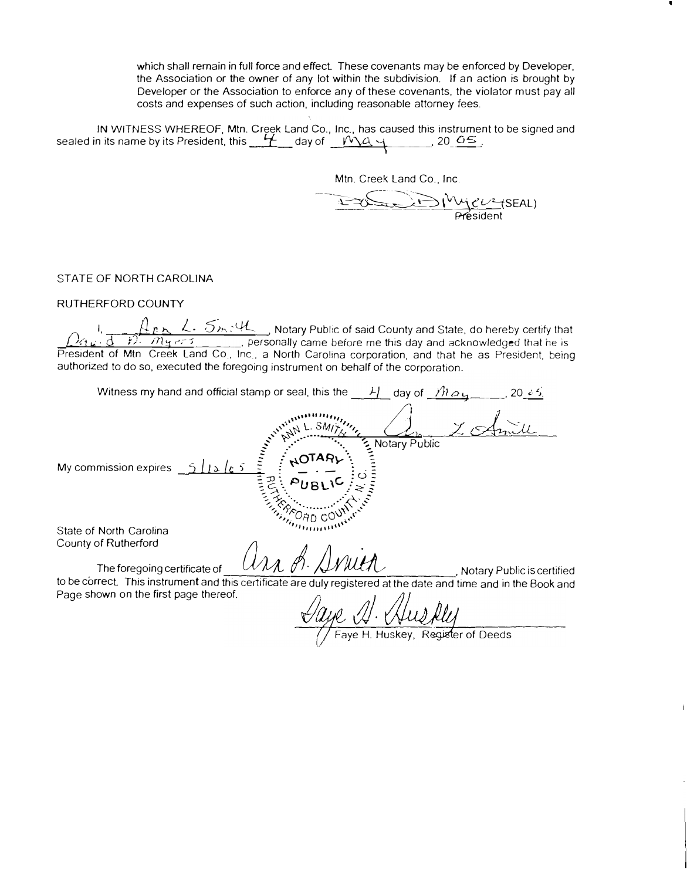which shall remain in full force and effect. These covenants may be enforced by Developer, the Association or the owner of any lot within the subdivision. If an action is brought by Developer or the Association to enforce any of these covenants, the violator must pay all costs and expenses of such action, including reasonable attorney fees.

IN WITNESS WHEREOF, Mtn. Creek Land Co., Inc., has caused this instrument to be signed and sealed in its name by its President, this 4 day of May, 20 05.

Mtn. Creek Land Co., Inc.

David D. Myers (SEAL)
President

STATE OF NORTH CAROLINA

RUTHERFORD COUNTY

I, Ann L. Smith, Notary Public of said County and State, do hereby certify that David D. Myers, personally came before me this day and acknowledged that he is President of Mtn Creek Land Co., Inc., a North Carolina corporation, and that he as President, being authorized to do so, executed the foregoing instrument on behalf of the corporation.

Witness my hand and official stamp or seal, this the 4 day of May, 20 05.

Ann L. Smith
Notary Public

ANN L. SMITH NOTARY PUBLIC RUTHERFORD COUNTY, N.C.

My commission expires 5/12/05

State of North Carolina
County of Rutherford

The foregoing certificate of Ann L. Smith, Notary Public is certified to be correct. This instrument and this certificate are duly registered at the date and time and in the Book and Page shown on the first page thereof.

Faye H. Huskey
Faye H. Huskey, Register of Deeds